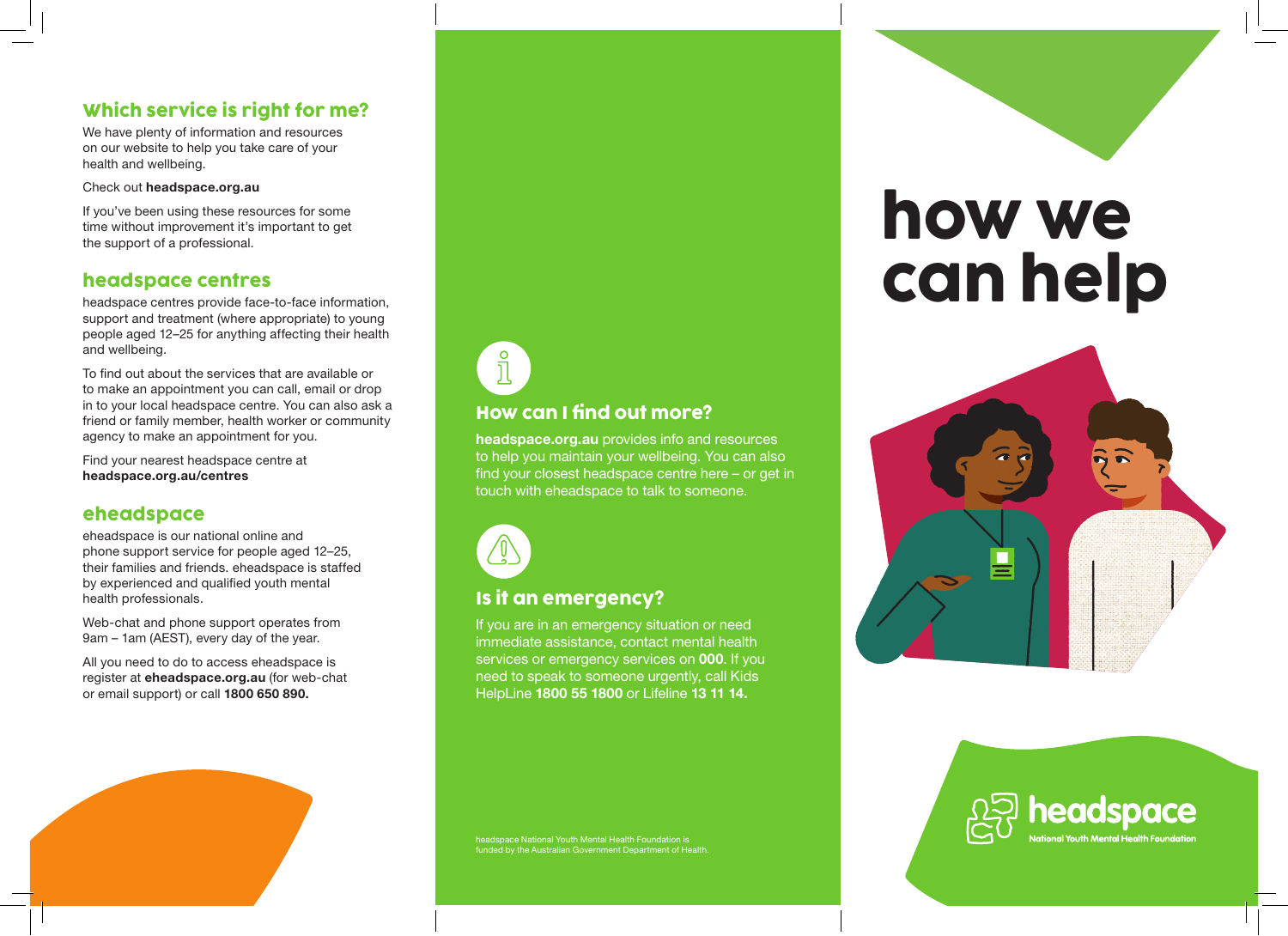## Which service is right for me?

We have plenty of information and resources on our website to help you take care of your health and wellbeing.

Check out **headspace.org.au**

If you've been using these resources for some time without improvement it's important to get the support of a professional.

## headspace centres

headspace centres provide face-to-face information, support and treatment (where appropriate) to young people aged 12–25 for anything affecting their health and wellbeing.

To find out about the services that are available or to make an appointment you can call, email or drop in to your local headspace centre. You can also ask a friend or family member, health worker or community agency to make an appointment for you.

Find your nearest headspace centre at **headspace.org.au/centres**

## eheadspace

eheadspace is our national online and phone support service for people aged 12–25, their families and friends. eheadspace is staffed by experienced and qualified youth mental health professionals.

Web-chat and phone support operates from 9am – 1am (AEST), every day of the year.

All you need to do to access eheadspace is register at **eheadspace.org.au** (for web-chat or email support) or call **1800 650 890.**

## How can I find out more?

**headspace.org.au** provides info and resources to help you maintain your wellbeing. You can also find your closest headspace centre here – or get in touch with eheadspace to talk to someone.

## Is it an emergency?

If you are in an emergency situation or need immediate assistance, contact mental health services or emergency services on **000**. If you need to speak to someone urgently, call Kids HelpLine **1800 55 1800** or Lifeline **13 11 14.**

headspace National Youth Mental Health Foundation is funded by the Australian Government Department of Health.

# how we can help

headspace

National Youth Mental Health Foundation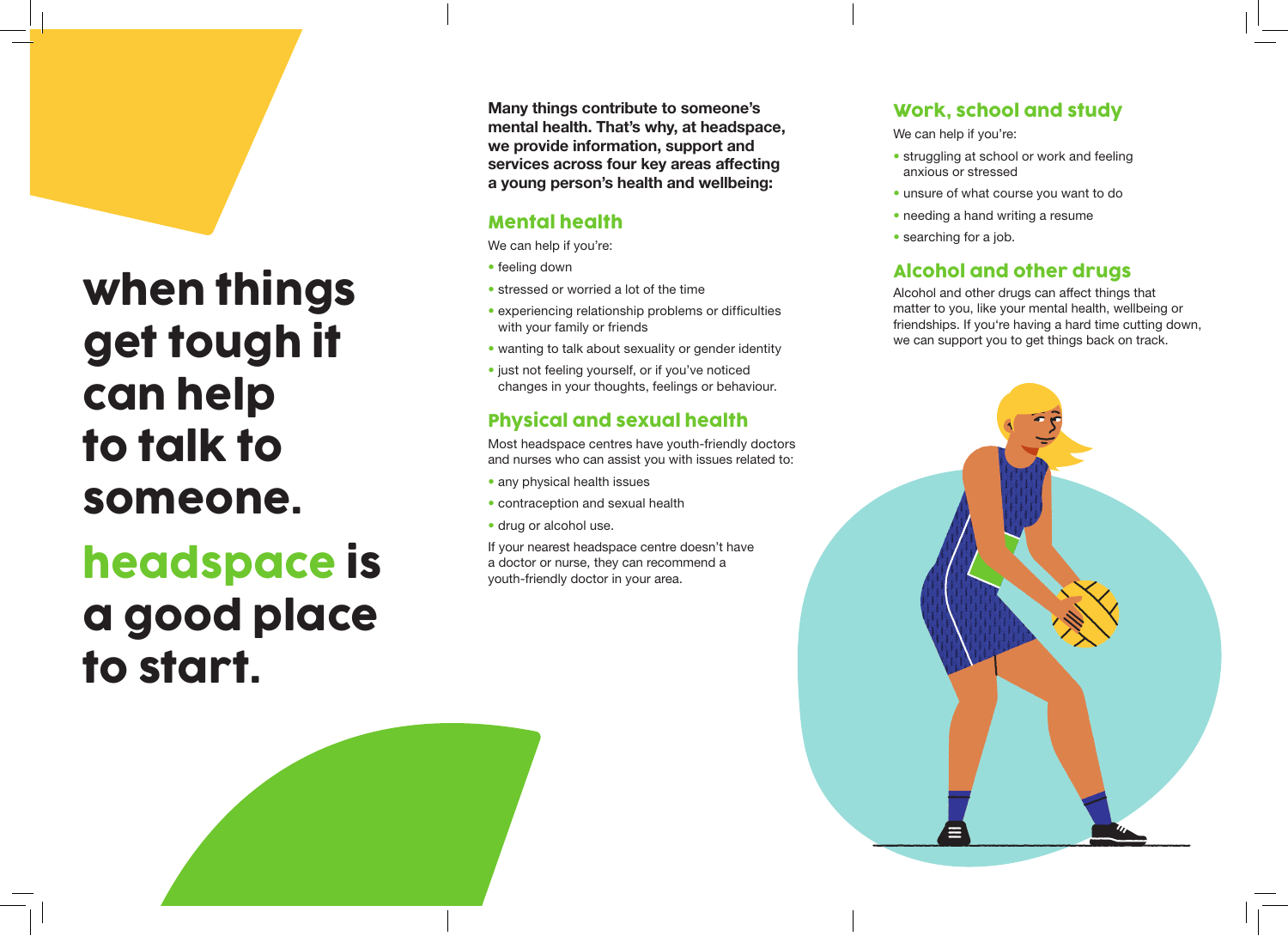# when things get tough it can help to talk to someone.

# headspace is a good place to start.

**Many things contribute to someone's mental health. That's why, at headspace, we provide information, support and services across four key areas affecting a young person's health and wellbeing:**

## Mental health

We can help if you're:

- feeling down
- stressed or worried a lot of the time
- experiencing relationship problems or difficulties with your family or friends
- wanting to talk about sexuality or gender identity
- just not feeling yourself, or if you've noticed changes in your thoughts, feelings or behaviour.

## Physical and sexual health

Most headspace centres have youth-friendly doctors and nurses who can assist you with issues related to:

- any physical health issues
- contraception and sexual health
- drug or alcohol use.

If your nearest headspace centre doesn't have a doctor or nurse, they can recommend a youth-friendly doctor in your area.

## Work, school and study

We can help if you're:

- struggling at school or work and feeling anxious or stressed
- unsure of what course you want to do
- needing a hand writing a resume
- searching for a job.

## Alcohol and other drugs

Alcohol and other drugs can affect things that matter to you, like your mental health, wellbeing or friendships. If you're having a hard time cutting down, we can support you to get things back on track.